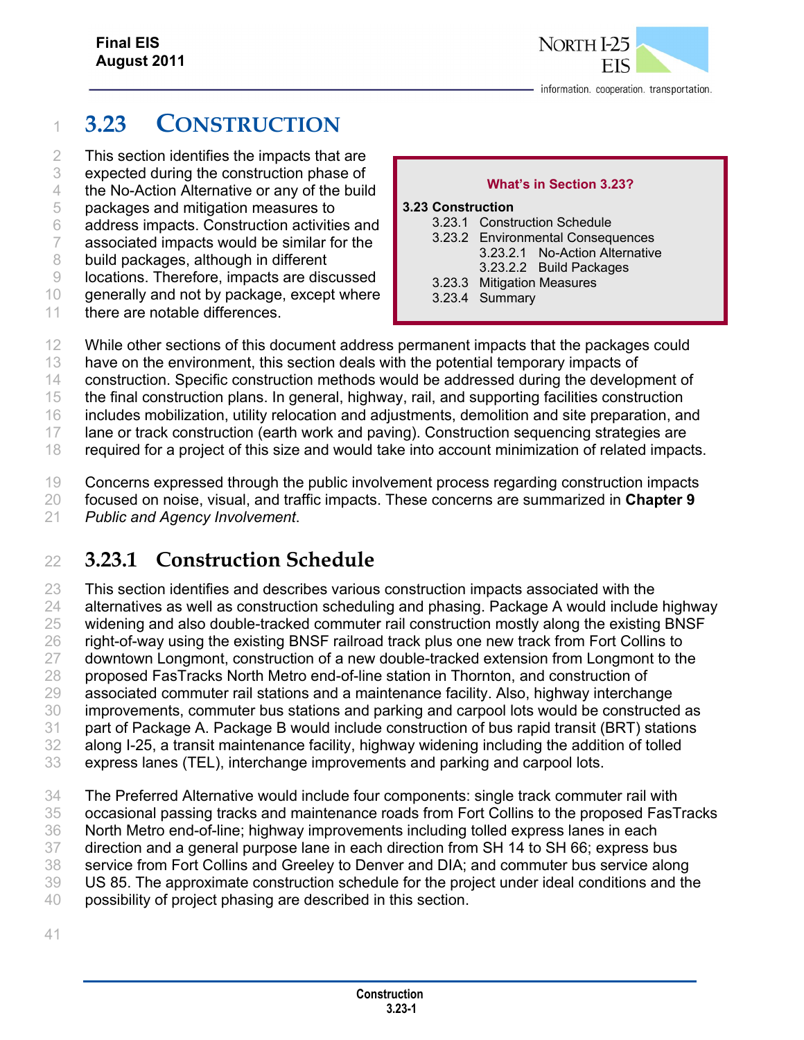# 3.23 CONSTRUCTION

This section identifies the impacts that are expected during the construction phase of the No-Action Alternative or any of the build packages and mitigation measures to address impacts. Construction activities and associated impacts would be similar for the build packages, although in different locations. Therefore, impacts are discussed generally and not by package, except where there are notable differences.

> **What's in Section 3.23?**
>
> **3.23 Construction**
> - 3.23.1 Construction Schedule
> - 3.23.2 Environmental Consequences
>   - 3.23.2.1 No-Action Alternative
>   - 3.23.2.2 Build Packages
> - 3.23.3 Mitigation Measures
> - 3.23.4 Summary

While other sections of this document address permanent impacts that the packages could have on the environment, this section deals with the potential temporary impacts of construction. Specific construction methods would be addressed during the development of the final construction plans. In general, highway, rail, and supporting facilities construction includes mobilization, utility relocation and adjustments, demolition and site preparation, and lane or track construction (earth work and paving). Construction sequencing strategies are required for a project of this size and would take into account minimization of related impacts.

Concerns expressed through the public involvement process regarding construction impacts focused on noise, visual, and traffic impacts. These concerns are summarized in **Chapter 9** *Public and Agency Involvement*.

## 3.23.1 Construction Schedule

This section identifies and describes various construction impacts associated with the alternatives as well as construction scheduling and phasing. Package A would include highway widening and also double-tracked commuter rail construction mostly along the existing BNSF right-of-way using the existing BNSF railroad track plus one new track from Fort Collins to downtown Longmont, construction of a new double-tracked extension from Longmont to the proposed FasTracks North Metro end-of-line station in Thornton, and construction of associated commuter rail stations and a maintenance facility. Also, highway interchange improvements, commuter bus stations and parking and carpool lots would be constructed as part of Package A. Package B would include construction of bus rapid transit (BRT) stations along I-25, a transit maintenance facility, highway widening including the addition of tolled express lanes (TEL), interchange improvements and parking and carpool lots.

The Preferred Alternative would include four components: single track commuter rail with occasional passing tracks and maintenance roads from Fort Collins to the proposed FasTracks North Metro end-of-line; highway improvements including tolled express lanes in each direction and a general purpose lane in each direction from SH 14 to SH 66; express bus service from Fort Collins and Greeley to Denver and DIA; and commuter bus service along US 85. The approximate construction schedule for the project under ideal conditions and the possibility of project phasing are described in this section.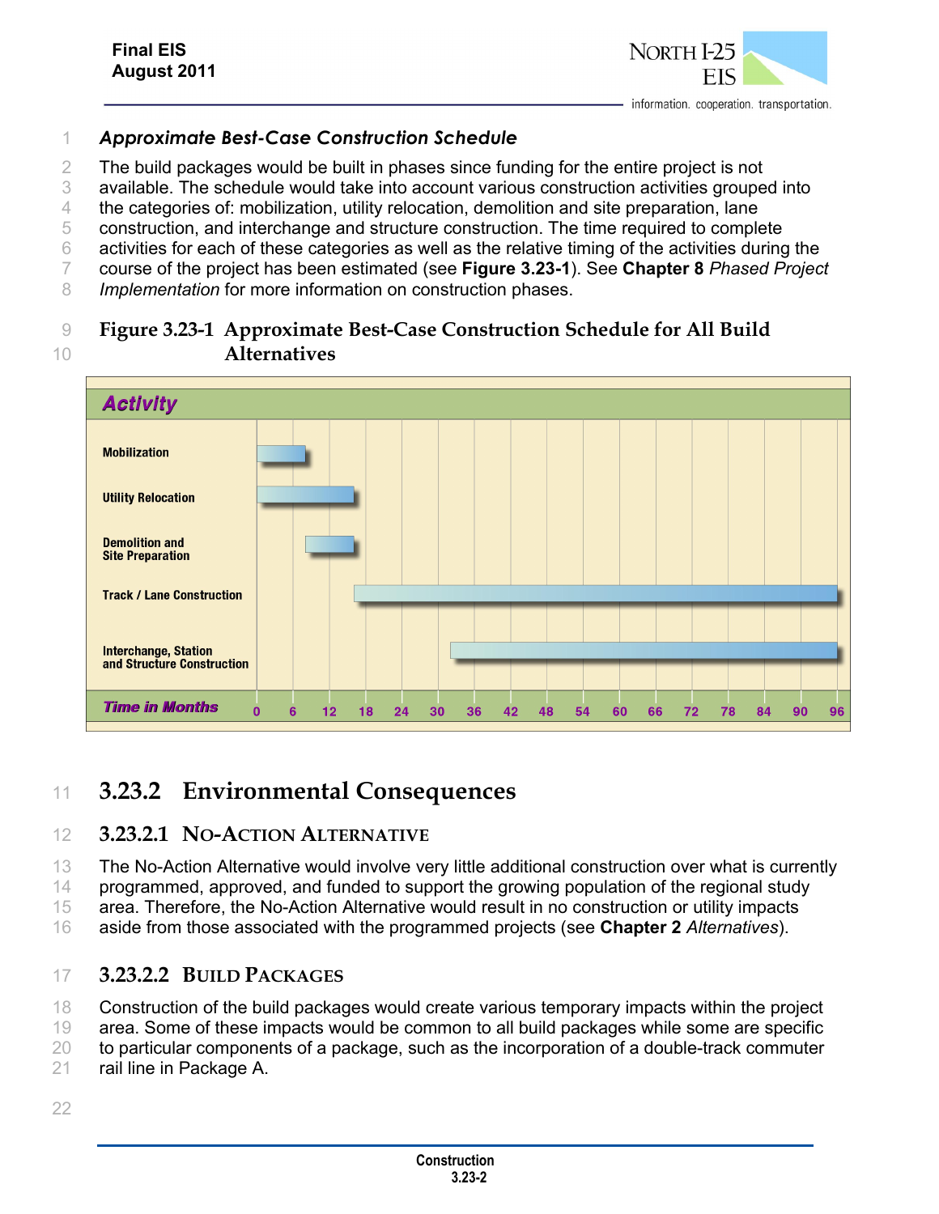### *Approximate Best-Case Construction Schedule*

The build packages would be built in phases since funding for the entire project is not available. The schedule would take into account various construction activities grouped into the categories of: mobilization, utility relocation, demolition and site preparation, lane construction, and interchange and structure construction. The time required to complete activities for each of these categories as well as the relative timing of the activities during the course of the project has been estimated (see **Figure 3.23-1**). See **Chapter 8** *Phased Project Implementation* for more information on construction phases.

**Figure 3.23-1 Approximate Best-Case Construction Schedule for All Build Alternatives**

| Activity | Start (Months) | End (Months) |
|---|---|---|
| Mobilization | 0 | 8 |
| Utility Relocation | 0 | 16 |
| Demolition and Site Preparation | 8 | 16 |
| Track / Lane Construction | 16 | 96 |
| Interchange, Station and Structure Construction | 32 | 96 |

Time in Months: 0, 6, 12, 18, 24, 30, 36, 42, 48, 54, 60, 66, 72, 78, 84, 90, 96

## 3.23.2 Environmental Consequences

### 3.23.2.1 No-Action Alternative

The No-Action Alternative would involve very little additional construction over what is currently programmed, approved, and funded to support the growing population of the regional study area. Therefore, the No-Action Alternative would result in no construction or utility impacts aside from those associated with the programmed projects (see **Chapter 2** *Alternatives*).

### 3.23.2.2 Build Packages

Construction of the build packages would create various temporary impacts within the project area. Some of these impacts would be common to all build packages while some are specific to particular components of a package, such as the incorporation of a double-track commuter rail line in Package A.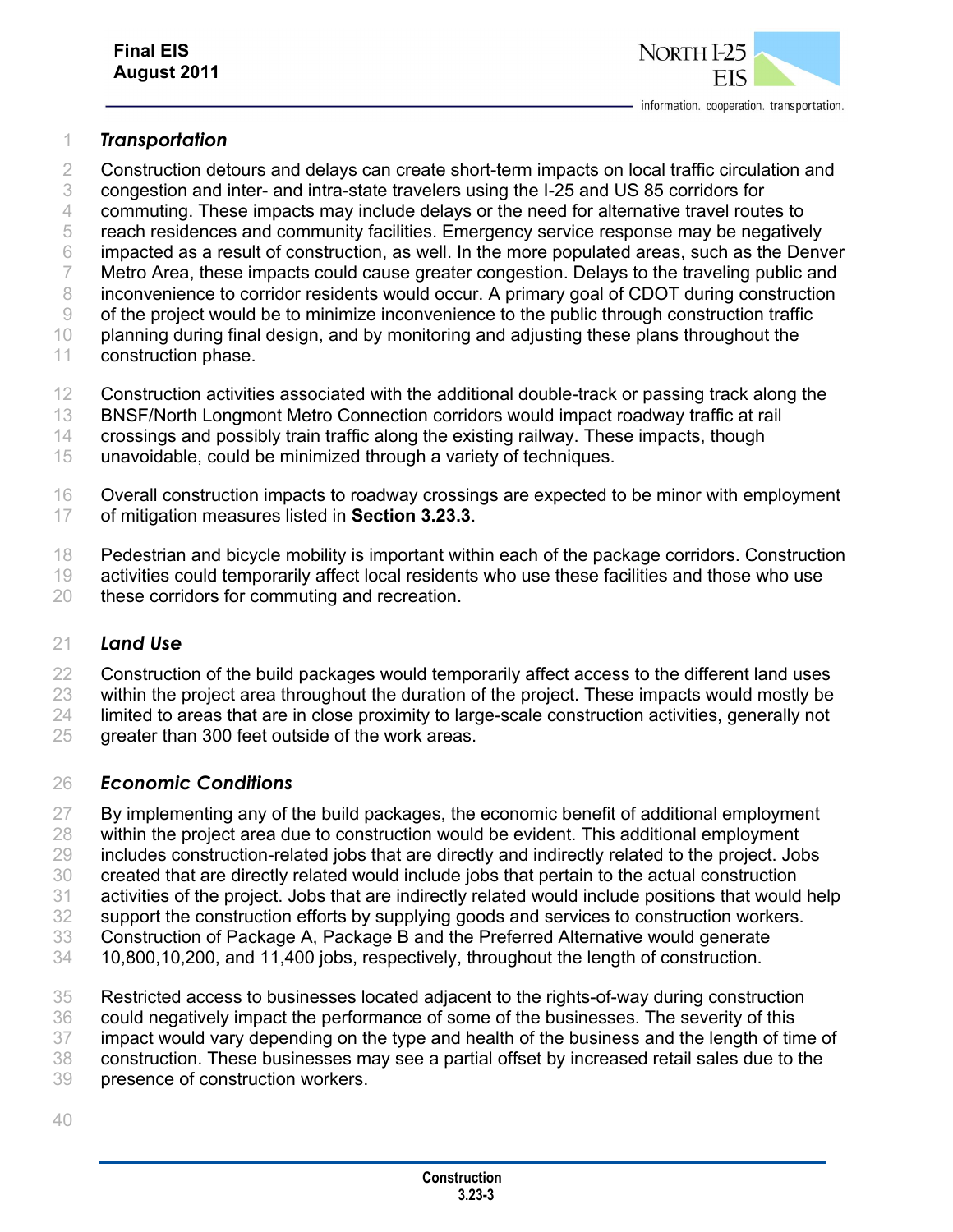### *Transportation*

Construction detours and delays can create short-term impacts on local traffic circulation and congestion and inter- and intra-state travelers using the I-25 and US 85 corridors for commuting. These impacts may include delays or the need for alternative travel routes to reach residences and community facilities. Emergency service response may be negatively impacted as a result of construction, as well. In the more populated areas, such as the Denver Metro Area, these impacts could cause greater congestion. Delays to the traveling public and inconvenience to corridor residents would occur. A primary goal of CDOT during construction of the project would be to minimize inconvenience to the public through construction traffic planning during final design, and by monitoring and adjusting these plans throughout the construction phase.

Construction activities associated with the additional double-track or passing track along the BNSF/North Longmont Metro Connection corridors would impact roadway traffic at rail crossings and possibly train traffic along the existing railway. These impacts, though unavoidable, could be minimized through a variety of techniques.

Overall construction impacts to roadway crossings are expected to be minor with employment of mitigation measures listed in **Section 3.23.3**.

Pedestrian and bicycle mobility is important within each of the package corridors. Construction activities could temporarily affect local residents who use these facilities and those who use these corridors for commuting and recreation.

### *Land Use*

Construction of the build packages would temporarily affect access to the different land uses within the project area throughout the duration of the project. These impacts would mostly be limited to areas that are in close proximity to large-scale construction activities, generally not greater than 300 feet outside of the work areas.

### *Economic Conditions*

By implementing any of the build packages, the economic benefit of additional employment within the project area due to construction would be evident. This additional employment includes construction-related jobs that are directly and indirectly related to the project. Jobs created that are directly related would include jobs that pertain to the actual construction activities of the project. Jobs that are indirectly related would include positions that would help support the construction efforts by supplying goods and services to construction workers. Construction of Package A, Package B and the Preferred Alternative would generate 10,800,10,200, and 11,400 jobs, respectively, throughout the length of construction.

Restricted access to businesses located adjacent to the rights-of-way during construction could negatively impact the performance of some of the businesses. The severity of this impact would vary depending on the type and health of the business and the length of time of construction. These businesses may see a partial offset by increased retail sales due to the presence of construction workers.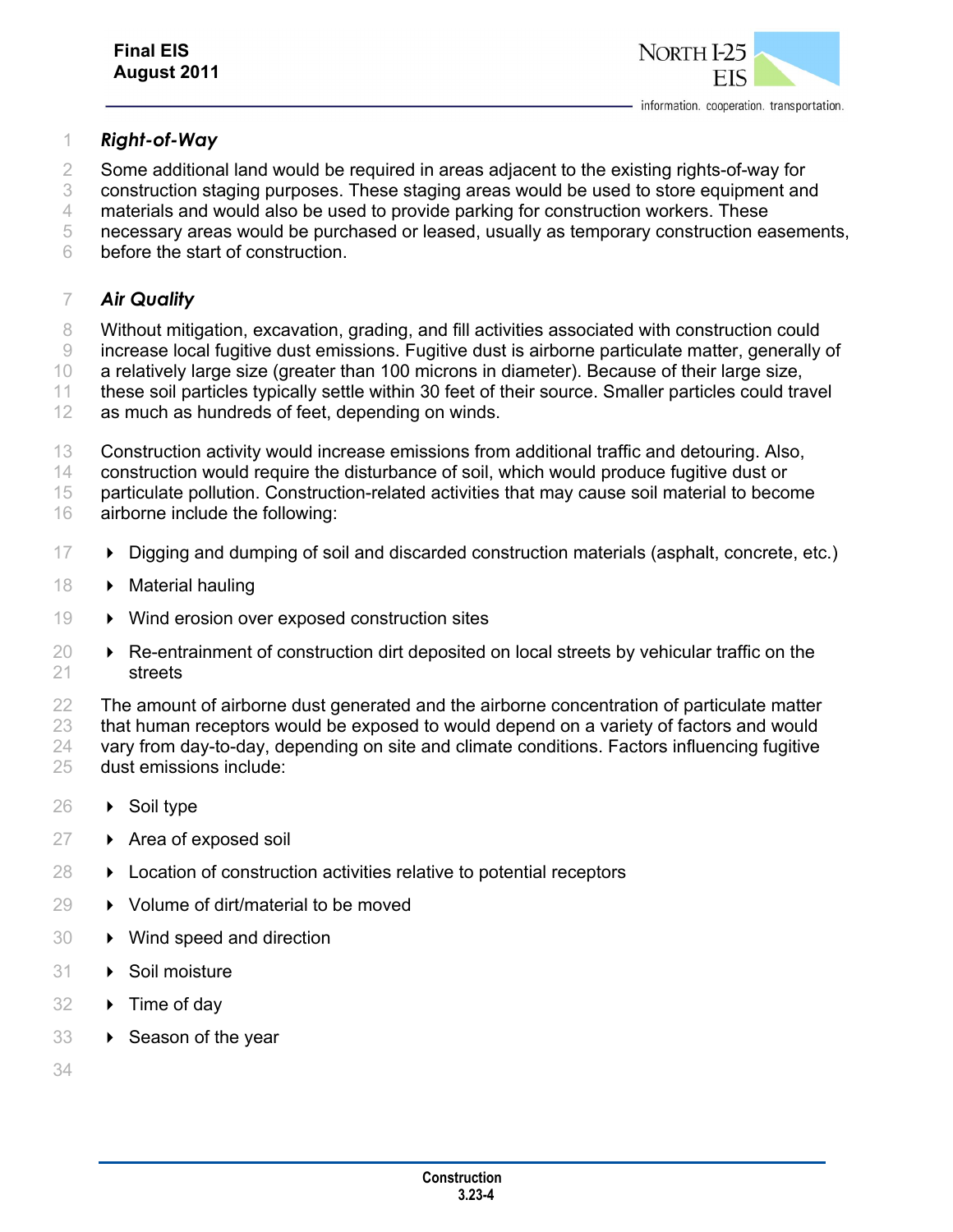### *Right-of-Way*

Some additional land would be required in areas adjacent to the existing rights-of-way for construction staging purposes. These staging areas would be used to store equipment and materials and would also be used to provide parking for construction workers. These necessary areas would be purchased or leased, usually as temporary construction easements, before the start of construction.

### *Air Quality*

Without mitigation, excavation, grading, and fill activities associated with construction could increase local fugitive dust emissions. Fugitive dust is airborne particulate matter, generally of a relatively large size (greater than 100 microns in diameter). Because of their large size, these soil particles typically settle within 30 feet of their source. Smaller particles could travel as much as hundreds of feet, depending on winds.

Construction activity would increase emissions from additional traffic and detouring. Also, construction would require the disturbance of soil, which would produce fugitive dust or particulate pollution. Construction-related activities that may cause soil material to become airborne include the following:

- Digging and dumping of soil and discarded construction materials (asphalt, concrete, etc.)
- Material hauling
- Wind erosion over exposed construction sites
- Re-entrainment of construction dirt deposited on local streets by vehicular traffic on the streets

The amount of airborne dust generated and the airborne concentration of particulate matter that human receptors would be exposed to would depend on a variety of factors and would vary from day-to-day, depending on site and climate conditions. Factors influencing fugitive dust emissions include:

- Soil type
- Area of exposed soil
- Location of construction activities relative to potential receptors
- Volume of dirt/material to be moved
- Wind speed and direction
- Soil moisture
- Time of day
- Season of the year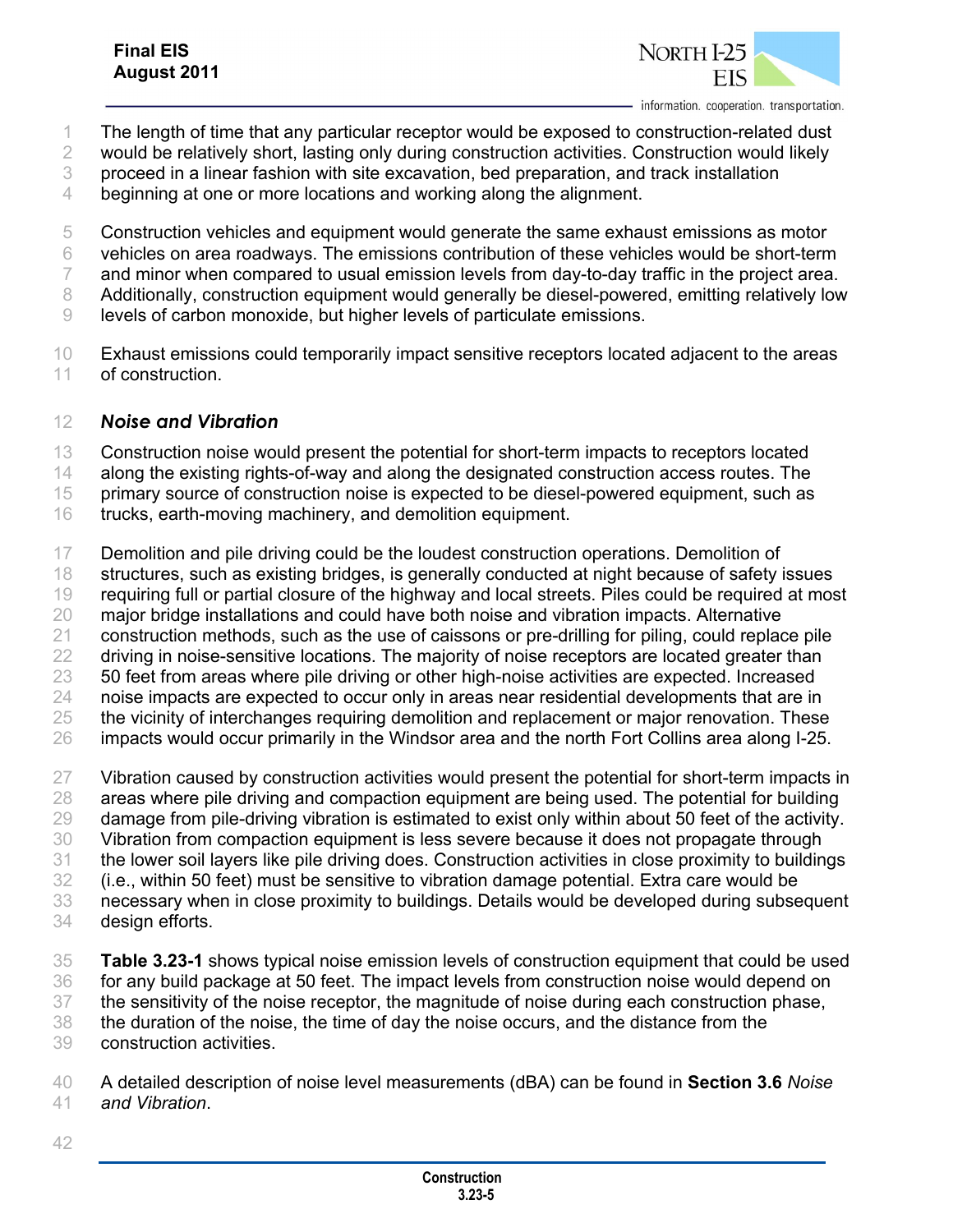The length of time that any particular receptor would be exposed to construction-related dust would be relatively short, lasting only during construction activities. Construction would likely proceed in a linear fashion with site excavation, bed preparation, and track installation beginning at one or more locations and working along the alignment.

Construction vehicles and equipment would generate the same exhaust emissions as motor vehicles on area roadways. The emissions contribution of these vehicles would be short-term and minor when compared to usual emission levels from day-to-day traffic in the project area. Additionally, construction equipment would generally be diesel-powered, emitting relatively low levels of carbon monoxide, but higher levels of particulate emissions.

Exhaust emissions could temporarily impact sensitive receptors located adjacent to the areas of construction.

### *Noise and Vibration*

Construction noise would present the potential for short-term impacts to receptors located along the existing rights-of-way and along the designated construction access routes. The primary source of construction noise is expected to be diesel-powered equipment, such as trucks, earth-moving machinery, and demolition equipment.

Demolition and pile driving could be the loudest construction operations. Demolition of structures, such as existing bridges, is generally conducted at night because of safety issues requiring full or partial closure of the highway and local streets. Piles could be required at most major bridge installations and could have both noise and vibration impacts. Alternative construction methods, such as the use of caissons or pre-drilling for piling, could replace pile driving in noise-sensitive locations. The majority of noise receptors are located greater than 50 feet from areas where pile driving or other high-noise activities are expected. Increased noise impacts are expected to occur only in areas near residential developments that are in the vicinity of interchanges requiring demolition and replacement or major renovation. These impacts would occur primarily in the Windsor area and the north Fort Collins area along I-25.

Vibration caused by construction activities would present the potential for short-term impacts in areas where pile driving and compaction equipment are being used. The potential for building damage from pile-driving vibration is estimated to exist only within about 50 feet of the activity. Vibration from compaction equipment is less severe because it does not propagate through the lower soil layers like pile driving does. Construction activities in close proximity to buildings (i.e., within 50 feet) must be sensitive to vibration damage potential. Extra care would be necessary when in close proximity to buildings. Details would be developed during subsequent design efforts.

**Table 3.23-1** shows typical noise emission levels of construction equipment that could be used for any build package at 50 feet. The impact levels from construction noise would depend on the sensitivity of the noise receptor, the magnitude of noise during each construction phase, the duration of the noise, the time of day the noise occurs, and the distance from the construction activities.

A detailed description of noise level measurements (dBA) can be found in **Section 3.6** *Noise and Vibration*.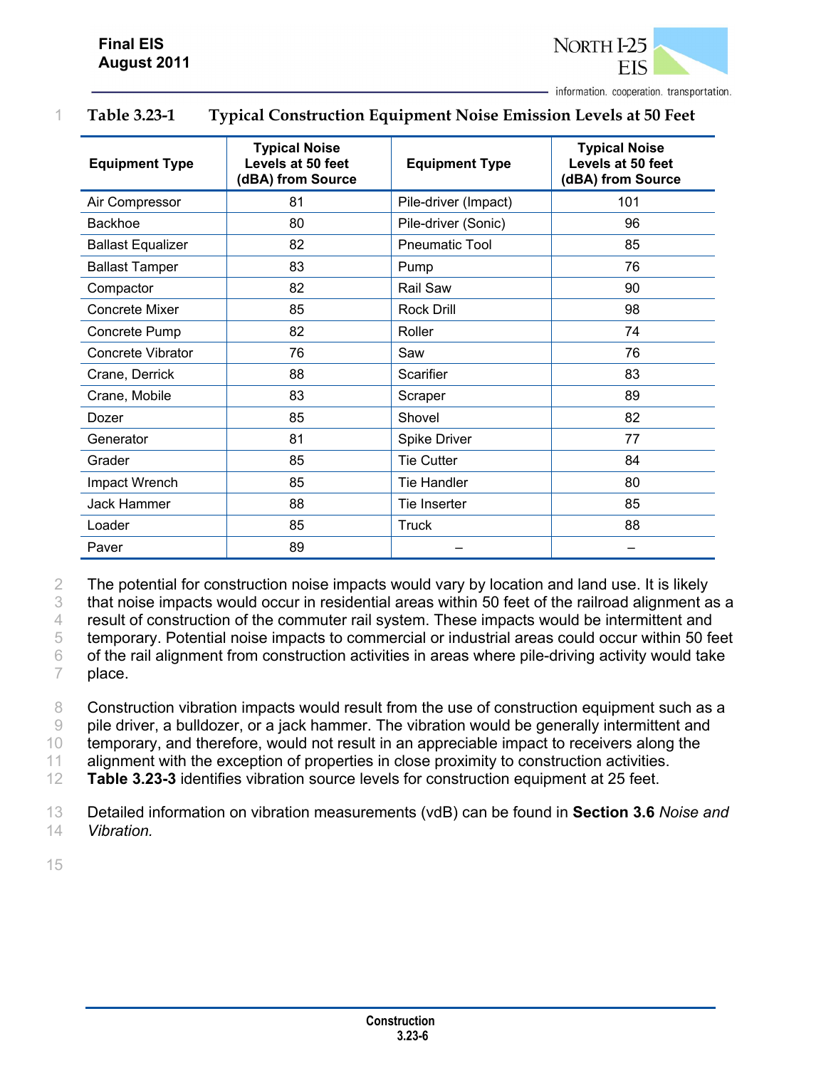**Table 3.23-1 Typical Construction Equipment Noise Emission Levels at 50 Feet**

| Equipment Type | Typical Noise Levels at 50 feet (dBA) from Source | Equipment Type | Typical Noise Levels at 50 feet (dBA) from Source |
|---|---|---|---|
| Air Compressor | 81 | Pile-driver (Impact) | 101 |
| Backhoe | 80 | Pile-driver (Sonic) | 96 |
| Ballast Equalizer | 82 | Pneumatic Tool | 85 |
| Ballast Tamper | 83 | Pump | 76 |
| Compactor | 82 | Rail Saw | 90 |
| Concrete Mixer | 85 | Rock Drill | 98 |
| Concrete Pump | 82 | Roller | 74 |
| Concrete Vibrator | 76 | Saw | 76 |
| Crane, Derrick | 88 | Scarifier | 83 |
| Crane, Mobile | 83 | Scraper | 89 |
| Dozer | 85 | Shovel | 82 |
| Generator | 81 | Spike Driver | 77 |
| Grader | 85 | Tie Cutter | 84 |
| Impact Wrench | 85 | Tie Handler | 80 |
| Jack Hammer | 88 | Tie Inserter | 85 |
| Loader | 85 | Truck | 88 |
| Paver | 89 | – | – |

The potential for construction noise impacts would vary by location and land use. It is likely that noise impacts would occur in residential areas within 50 feet of the railroad alignment as a result of construction of the commuter rail system. These impacts would be intermittent and temporary. Potential noise impacts to commercial or industrial areas could occur within 50 feet of the rail alignment from construction activities in areas where pile-driving activity would take place.

Construction vibration impacts would result from the use of construction equipment such as a pile driver, a bulldozer, or a jack hammer. The vibration would be generally intermittent and temporary, and therefore, would not result in an appreciable impact to receivers along the alignment with the exception of properties in close proximity to construction activities. **Table 3.23-3** identifies vibration source levels for construction equipment at 25 feet.

Detailed information on vibration measurements (vdB) can be found in **Section 3.6** *Noise and Vibration.*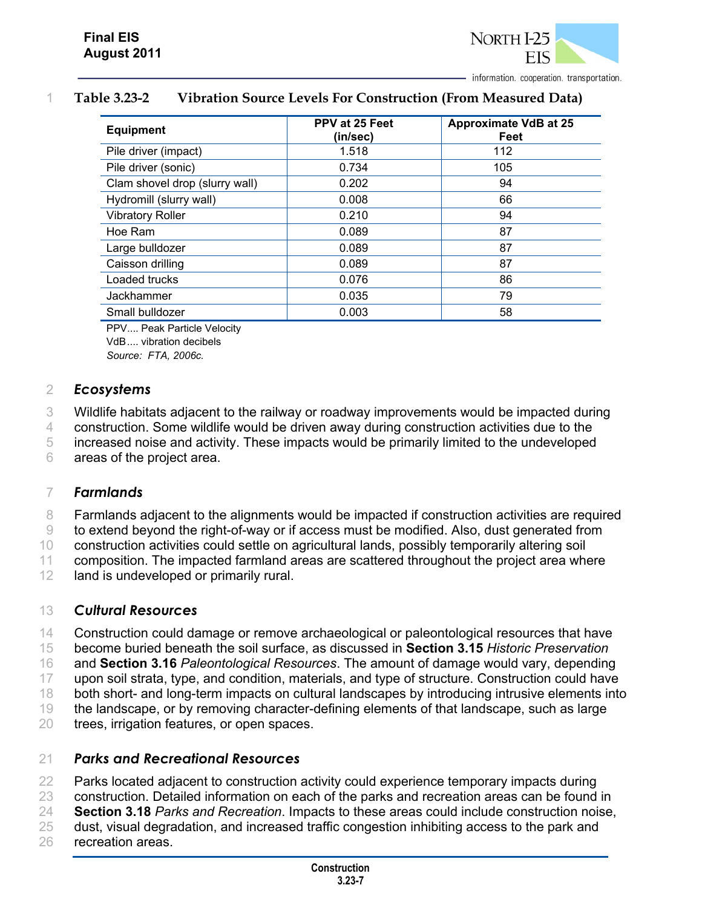**Table 3.23-2 Vibration Source Levels For Construction (From Measured Data)**

| Equipment | PPV at 25 Feet (in/sec) | Approximate VdB at 25 Feet |
|---|---|---|
| Pile driver (impact) | 1.518 | 112 |
| Pile driver (sonic) | 0.734 | 105 |
| Clam shovel drop (slurry wall) | 0.202 | 94 |
| Hydromill (slurry wall) | 0.008 | 66 |
| Vibratory Roller | 0.210 | 94 |
| Hoe Ram | 0.089 | 87 |
| Large bulldozer | 0.089 | 87 |
| Caisson drilling | 0.089 | 87 |
| Loaded trucks | 0.076 | 86 |
| Jackhammer | 0.035 | 79 |
| Small bulldozer | 0.003 | 58 |

PPV.... Peak Particle Velocity
VdB.... vibration decibels
*Source: FTA, 2006c.*

### *Ecosystems*

Wildlife habitats adjacent to the railway or roadway improvements would be impacted during construction. Some wildlife would be driven away during construction activities due to the increased noise and activity. These impacts would be primarily limited to the undeveloped areas of the project area.

### *Farmlands*

Farmlands adjacent to the alignments would be impacted if construction activities are required to extend beyond the right-of-way or if access must be modified. Also, dust generated from construction activities could settle on agricultural lands, possibly temporarily altering soil composition. The impacted farmland areas are scattered throughout the project area where land is undeveloped or primarily rural.

### *Cultural Resources*

Construction could damage or remove archaeological or paleontological resources that have become buried beneath the soil surface, as discussed in **Section 3.15** *Historic Preservation* and **Section 3.16** *Paleontological Resources*. The amount of damage would vary, depending upon soil strata, type, and condition, materials, and type of structure. Construction could have both short- and long-term impacts on cultural landscapes by introducing intrusive elements into the landscape, or by removing character-defining elements of that landscape, such as large trees, irrigation features, or open spaces.

### *Parks and Recreational Resources*

Parks located adjacent to construction activity could experience temporary impacts during construction. Detailed information on each of the parks and recreation areas can be found in **Section 3.18** *Parks and Recreation*. Impacts to these areas could include construction noise, dust, visual degradation, and increased traffic congestion inhibiting access to the park and recreation areas.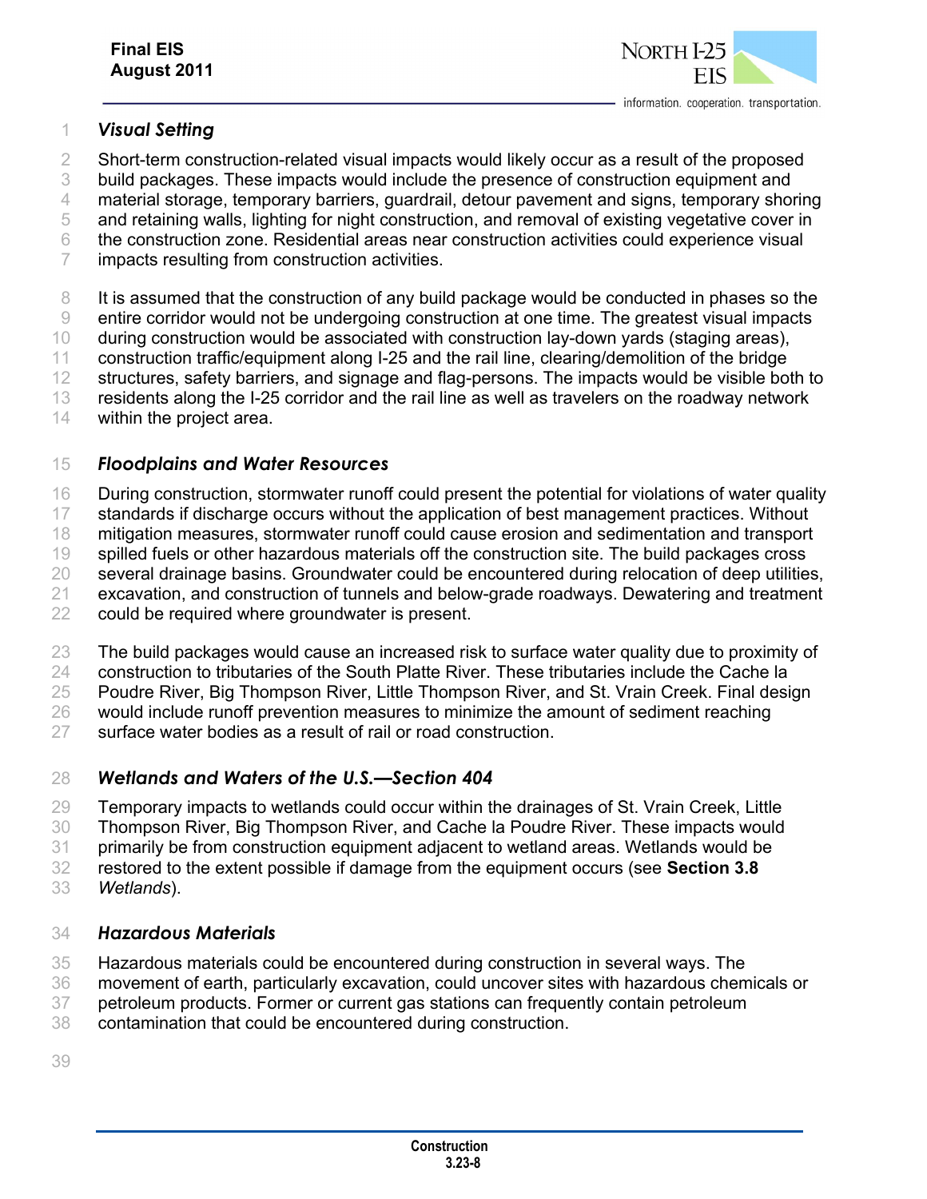### *Visual Setting*

Short-term construction-related visual impacts would likely occur as a result of the proposed build packages. These impacts would include the presence of construction equipment and material storage, temporary barriers, guardrail, detour pavement and signs, temporary shoring and retaining walls, lighting for night construction, and removal of existing vegetative cover in the construction zone. Residential areas near construction activities could experience visual impacts resulting from construction activities.

It is assumed that the construction of any build package would be conducted in phases so the entire corridor would not be undergoing construction at one time. The greatest visual impacts during construction would be associated with construction lay-down yards (staging areas), construction traffic/equipment along I-25 and the rail line, clearing/demolition of the bridge structures, safety barriers, and signage and flag-persons. The impacts would be visible both to residents along the I-25 corridor and the rail line as well as travelers on the roadway network within the project area.

### *Floodplains and Water Resources*

During construction, stormwater runoff could present the potential for violations of water quality standards if discharge occurs without the application of best management practices. Without mitigation measures, stormwater runoff could cause erosion and sedimentation and transport spilled fuels or other hazardous materials off the construction site. The build packages cross several drainage basins. Groundwater could be encountered during relocation of deep utilities, excavation, and construction of tunnels and below-grade roadways. Dewatering and treatment could be required where groundwater is present.

The build packages would cause an increased risk to surface water quality due to proximity of construction to tributaries of the South Platte River. These tributaries include the Cache la Poudre River, Big Thompson River, Little Thompson River, and St. Vrain Creek. Final design would include runoff prevention measures to minimize the amount of sediment reaching surface water bodies as a result of rail or road construction.

### *Wetlands and Waters of the U.S.—Section 404*

Temporary impacts to wetlands could occur within the drainages of St. Vrain Creek, Little Thompson River, Big Thompson River, and Cache la Poudre River. These impacts would primarily be from construction equipment adjacent to wetland areas. Wetlands would be restored to the extent possible if damage from the equipment occurs (see **Section 3.8** *Wetlands*).

### *Hazardous Materials*

Hazardous materials could be encountered during construction in several ways. The movement of earth, particularly excavation, could uncover sites with hazardous chemicals or petroleum products. Former or current gas stations can frequently contain petroleum contamination that could be encountered during construction.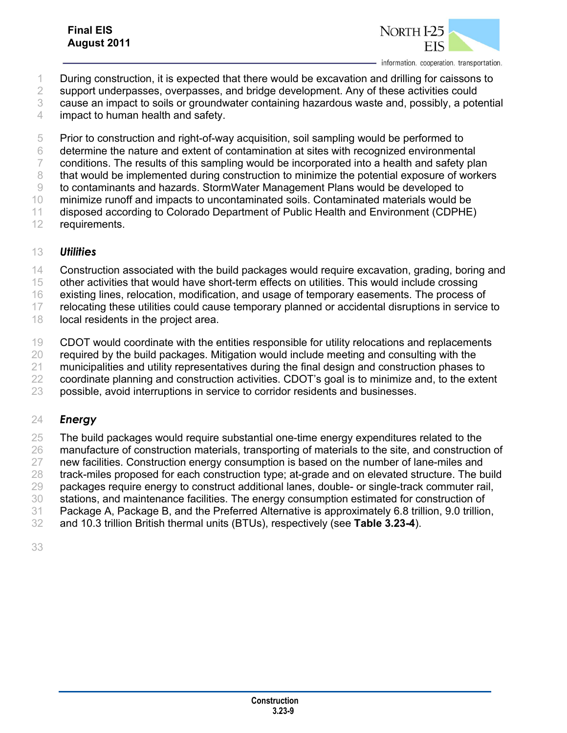During construction, it is expected that there would be excavation and drilling for caissons to support underpasses, overpasses, and bridge development. Any of these activities could cause an impact to soils or groundwater containing hazardous waste and, possibly, a potential impact to human health and safety.

Prior to construction and right-of-way acquisition, soil sampling would be performed to determine the nature and extent of contamination at sites with recognized environmental conditions. The results of this sampling would be incorporated into a health and safety plan that would be implemented during construction to minimize the potential exposure of workers to contaminants and hazards. StormWater Management Plans would be developed to minimize runoff and impacts to uncontaminated soils. Contaminated materials would be disposed according to Colorado Department of Public Health and Environment (CDPHE) requirements.

### *Utilities*

Construction associated with the build packages would require excavation, grading, boring and other activities that would have short-term effects on utilities. This would include crossing existing lines, relocation, modification, and usage of temporary easements. The process of relocating these utilities could cause temporary planned or accidental disruptions in service to local residents in the project area.

CDOT would coordinate with the entities responsible for utility relocations and replacements required by the build packages. Mitigation would include meeting and consulting with the municipalities and utility representatives during the final design and construction phases to coordinate planning and construction activities. CDOT's goal is to minimize and, to the extent possible, avoid interruptions in service to corridor residents and businesses.

### *Energy*

The build packages would require substantial one-time energy expenditures related to the manufacture of construction materials, transporting of materials to the site, and construction of new facilities. Construction energy consumption is based on the number of lane-miles and track-miles proposed for each construction type; at-grade and on elevated structure. The build packages require energy to construct additional lanes, double- or single-track commuter rail, stations, and maintenance facilities. The energy consumption estimated for construction of Package A, Package B, and the Preferred Alternative is approximately 6.8 trillion, 9.0 trillion, and 10.3 trillion British thermal units (BTUs), respectively (see **Table 3.23-4**).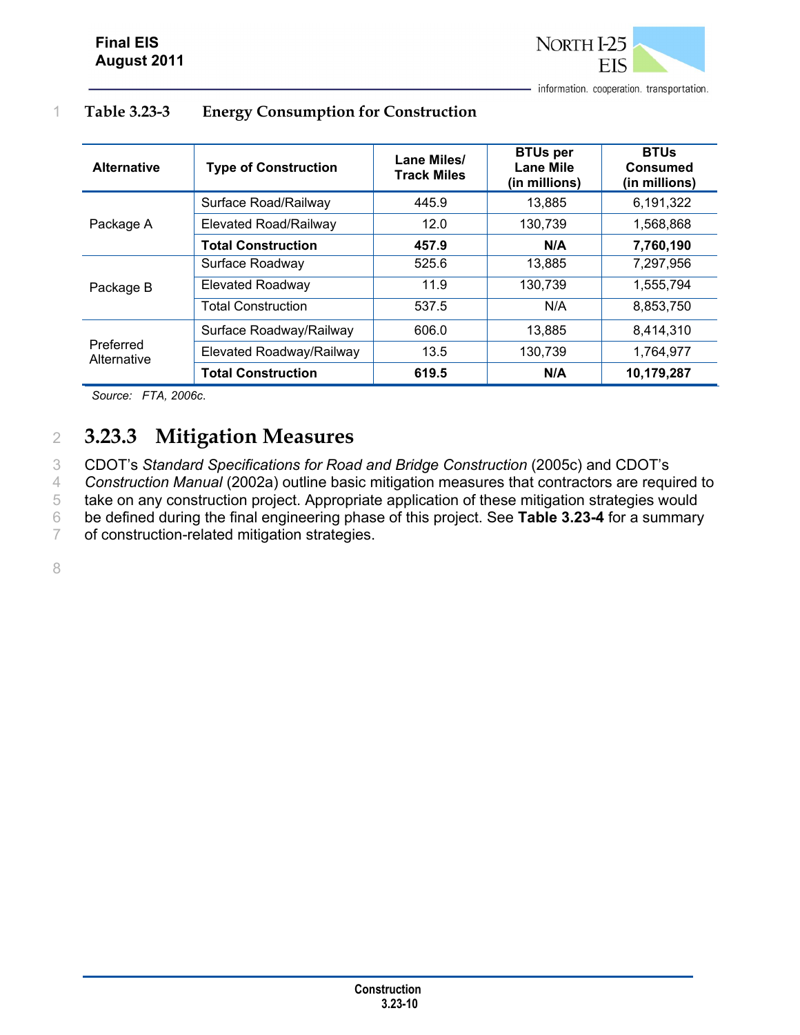**Table 3.23-3 Energy Consumption for Construction**

| Alternative | Type of Construction | Lane Miles/ Track Miles | BTUs per Lane Mile (in millions) | BTUs Consumed (in millions) |
|---|---|---|---|---|
| Package A | Surface Road/Railway | 445.9 | 13,885 | 6,191,322 |
| | Elevated Road/Railway | 12.0 | 130,739 | 1,568,868 |
| | **Total Construction** | **457.9** | **N/A** | **7,760,190** |
| Package B | Surface Roadway | 525.6 | 13,885 | 7,297,956 |
| | Elevated Roadway | 11.9 | 130,739 | 1,555,794 |
| | Total Construction | 537.5 | N/A | 8,853,750 |
| Preferred Alternative | Surface Roadway/Railway | 606.0 | 13,885 | 8,414,310 |
| | Elevated Roadway/Railway | 13.5 | 130,739 | 1,764,977 |
| | **Total Construction** | **619.5** | **N/A** | **10,179,287** |

*Source: FTA, 2006c.*

## 3.23.3 Mitigation Measures

CDOT's *Standard Specifications for Road and Bridge Construction* (2005c) and CDOT's *Construction Manual* (2002a) outline basic mitigation measures that contractors are required to take on any construction project. Appropriate application of these mitigation strategies would be defined during the final engineering phase of this project. See **Table 3.23-4** for a summary of construction-related mitigation strategies.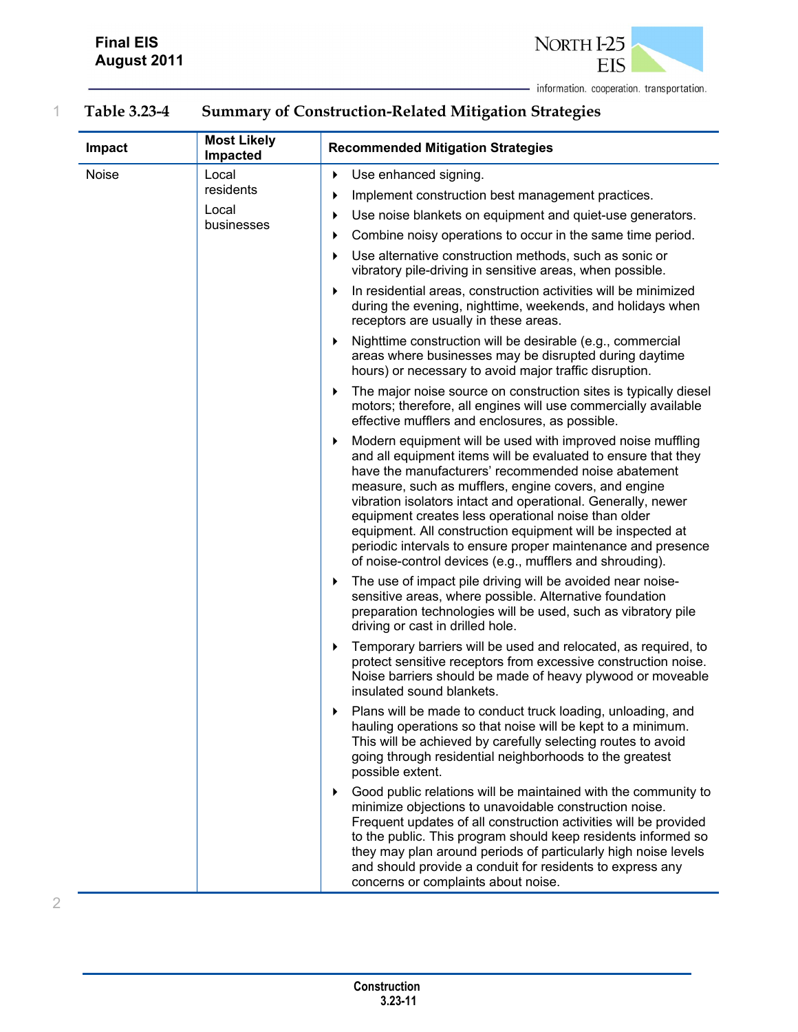**Table 3.23-4 Summary of Construction-Related Mitigation Strategies**

| Impact | Most Likely Impacted | Recommended Mitigation Strategies |
| --- | --- | --- |
| Noise | Local residents<br>Local businesses | ▸ Use enhanced signing.<br>▸ Implement construction best management practices.<br>▸ Use noise blankets on equipment and quiet-use generators.<br>▸ Combine noisy operations to occur in the same time period.<br>▸ Use alternative construction methods, such as sonic or vibratory pile-driving in sensitive areas, when possible.<br>▸ In residential areas, construction activities will be minimized during the evening, nighttime, weekends, and holidays when receptors are usually in these areas.<br>▸ Nighttime construction will be desirable (e.g., commercial areas where businesses may be disrupted during daytime hours) or necessary to avoid major traffic disruption.<br>▸ The major noise source on construction sites is typically diesel motors; therefore, all engines will use commercially available effective mufflers and enclosures, as possible.<br>▸ Modern equipment will be used with improved noise muffling and all equipment items will be evaluated to ensure that they have the manufacturers' recommended noise abatement measure, such as mufflers, engine covers, and engine vibration isolators intact and operational. Generally, newer equipment creates less operational noise than older equipment. All construction equipment will be inspected at periodic intervals to ensure proper maintenance and presence of noise-control devices (e.g., mufflers and shrouding).<br>▸ The use of impact pile driving will be avoided near noise-sensitive areas, where possible. Alternative foundation preparation technologies will be used, such as vibratory pile driving or cast in drilled hole.<br>▸ Temporary barriers will be used and relocated, as required, to protect sensitive receptors from excessive construction noise. Noise barriers should be made of heavy plywood or moveable insulated sound blankets.<br>▸ Plans will be made to conduct truck loading, unloading, and hauling operations so that noise will be kept to a minimum. This will be achieved by carefully selecting routes to avoid going through residential neighborhoods to the greatest possible extent.<br>▸ Good public relations will be maintained with the community to minimize objections to unavoidable construction noise. Frequent updates of all construction activities will be provided to the public. This program should keep residents informed so they may plan around periods of particularly high noise levels and should provide a conduit for residents to express any concerns or complaints about noise. |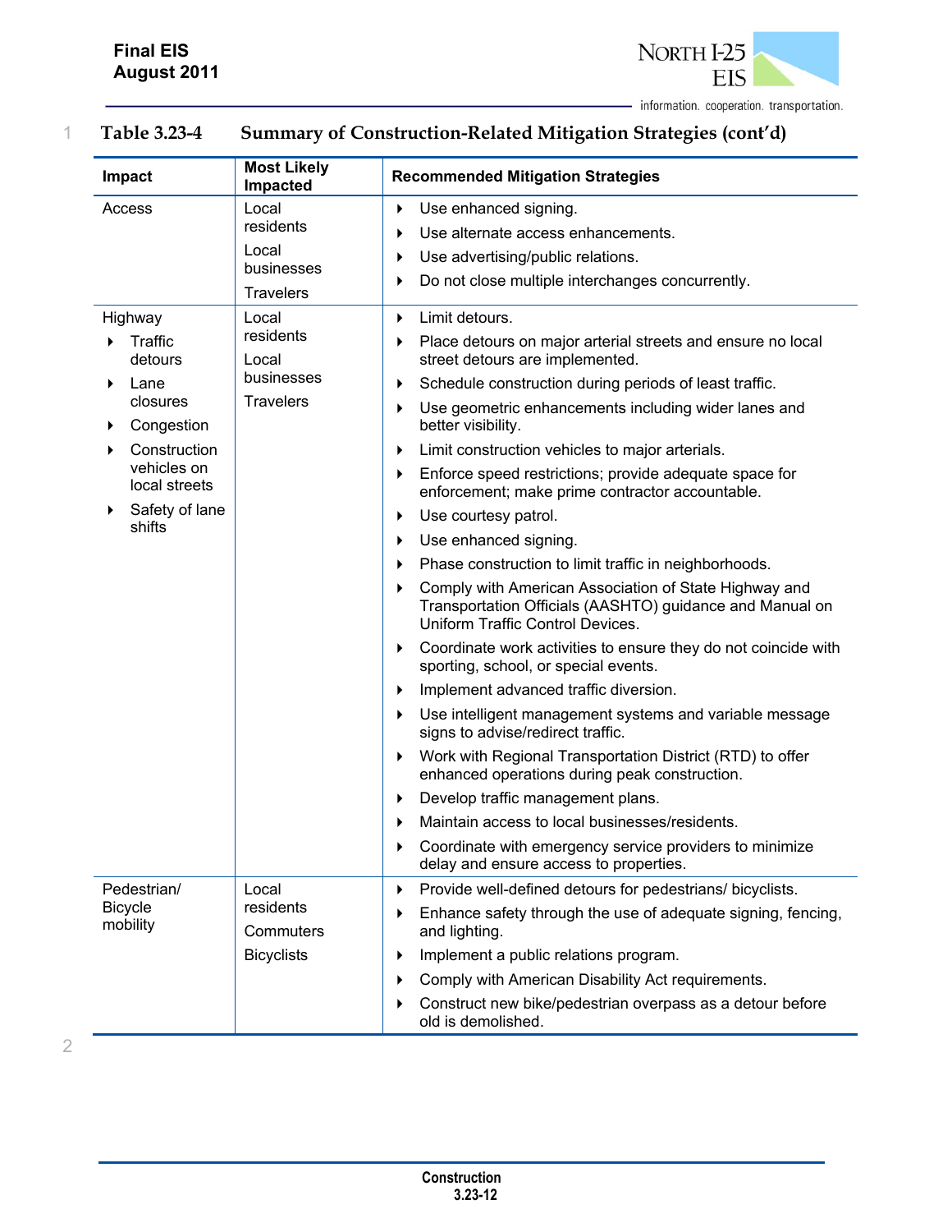**Table 3.23-4 Summary of Construction-Related Mitigation Strategies (cont'd)**

| Impact | Most Likely Impacted | Recommended Mitigation Strategies |
|---|---|---|
| Access | Local residents<br>Local businesses<br>Travelers | ‣ Use enhanced signing.<br>‣ Use alternate access enhancements.<br>‣ Use advertising/public relations.<br>‣ Do not close multiple interchanges concurrently. |
| Highway<br>‣ Traffic detours<br>‣ Lane closures<br>‣ Congestion<br>‣ Construction vehicles on local streets<br>‣ Safety of lane shifts | Local residents<br>Local businesses<br>Travelers | ‣ Limit detours.<br>‣ Place detours on major arterial streets and ensure no local street detours are implemented.<br>‣ Schedule construction during periods of least traffic.<br>‣ Use geometric enhancements including wider lanes and better visibility.<br>‣ Limit construction vehicles to major arterials.<br>‣ Enforce speed restrictions; provide adequate space for enforcement; make prime contractor accountable.<br>‣ Use courtesy patrol.<br>‣ Use enhanced signing.<br>‣ Phase construction to limit traffic in neighborhoods.<br>‣ Comply with American Association of State Highway and Transportation Officials (AASHTO) guidance and Manual on Uniform Traffic Control Devices.<br>‣ Coordinate work activities to ensure they do not coincide with sporting, school, or special events.<br>‣ Implement advanced traffic diversion.<br>‣ Use intelligent management systems and variable message signs to advise/redirect traffic.<br>‣ Work with Regional Transportation District (RTD) to offer enhanced operations during peak construction.<br>‣ Develop traffic management plans.<br>‣ Maintain access to local businesses/residents.<br>‣ Coordinate with emergency service providers to minimize delay and ensure access to properties. |
| Pedestrian/ Bicycle mobility | Local residents<br>Commuters<br>Bicyclists | ‣ Provide well-defined detours for pedestrians/ bicyclists.<br>‣ Enhance safety through the use of adequate signing, fencing, and lighting.<br>‣ Implement a public relations program.<br>‣ Comply with American Disability Act requirements.<br>‣ Construct new bike/pedestrian overpass as a detour before old is demolished. |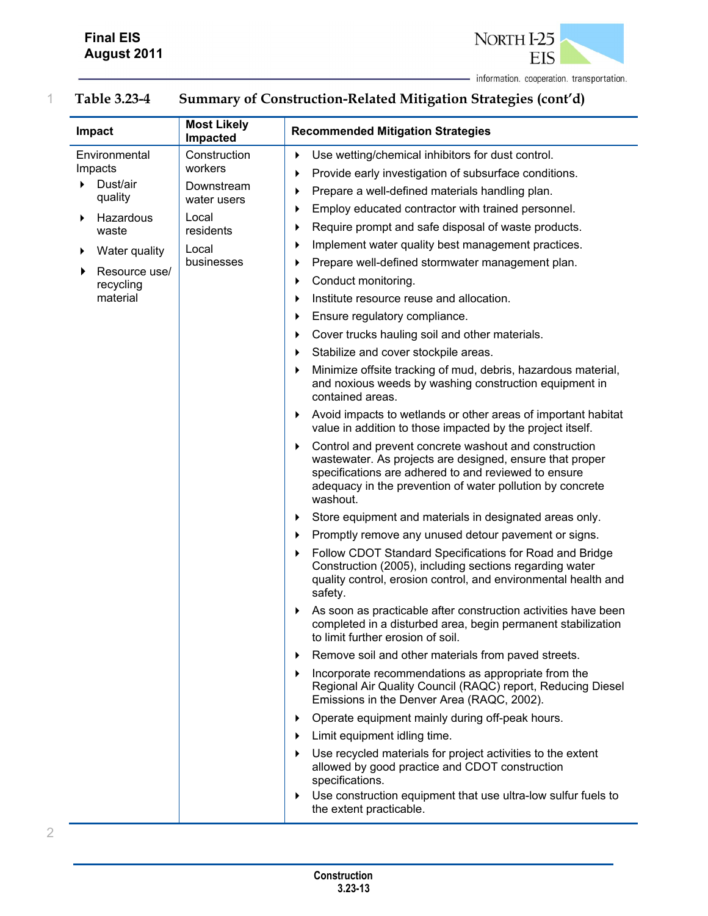**Table 3.23-4 Summary of Construction-Related Mitigation Strategies (cont'd)**

| Impact | Most Likely Impacted | Recommended Mitigation Strategies |
|---|---|---|
| Environmental Impacts<br>▸ Dust/air quality<br>▸ Hazardous waste<br>▸ Water quality<br>▸ Resource use/ recycling material | Construction workers<br>Downstream water users<br>Local residents<br>Local businesses | ▸ Use wetting/chemical inhibitors for dust control.<br>▸ Provide early investigation of subsurface conditions.<br>▸ Prepare a well-defined materials handling plan.<br>▸ Employ educated contractor with trained personnel.<br>▸ Require prompt and safe disposal of waste products.<br>▸ Implement water quality best management practices.<br>▸ Prepare well-defined stormwater management plan.<br>▸ Conduct monitoring.<br>▸ Institute resource reuse and allocation.<br>▸ Ensure regulatory compliance.<br>▸ Cover trucks hauling soil and other materials.<br>▸ Stabilize and cover stockpile areas.<br>▸ Minimize offsite tracking of mud, debris, hazardous material, and noxious weeds by washing construction equipment in contained areas.<br>▸ Avoid impacts to wetlands or other areas of important habitat value in addition to those impacted by the project itself.<br>▸ Control and prevent concrete washout and construction wastewater. As projects are designed, ensure that proper specifications are adhered to and reviewed to ensure adequacy in the prevention of water pollution by concrete washout.<br>▸ Store equipment and materials in designated areas only.<br>▸ Promptly remove any unused detour pavement or signs.<br>▸ Follow CDOT Standard Specifications for Road and Bridge Construction (2005), including sections regarding water quality control, erosion control, and environmental health and safety.<br>▸ As soon as practicable after construction activities have been completed in a disturbed area, begin permanent stabilization to limit further erosion of soil.<br>▸ Remove soil and other materials from paved streets.<br>▸ Incorporate recommendations as appropriate from the Regional Air Quality Council (RAQC) report, Reducing Diesel Emissions in the Denver Area (RAQC, 2002).<br>▸ Operate equipment mainly during off-peak hours.<br>▸ Limit equipment idling time.<br>▸ Use recycled materials for project activities to the extent allowed by good practice and CDOT construction specifications.<br>▸ Use construction equipment that use ultra-low sulfur fuels to the extent practicable. |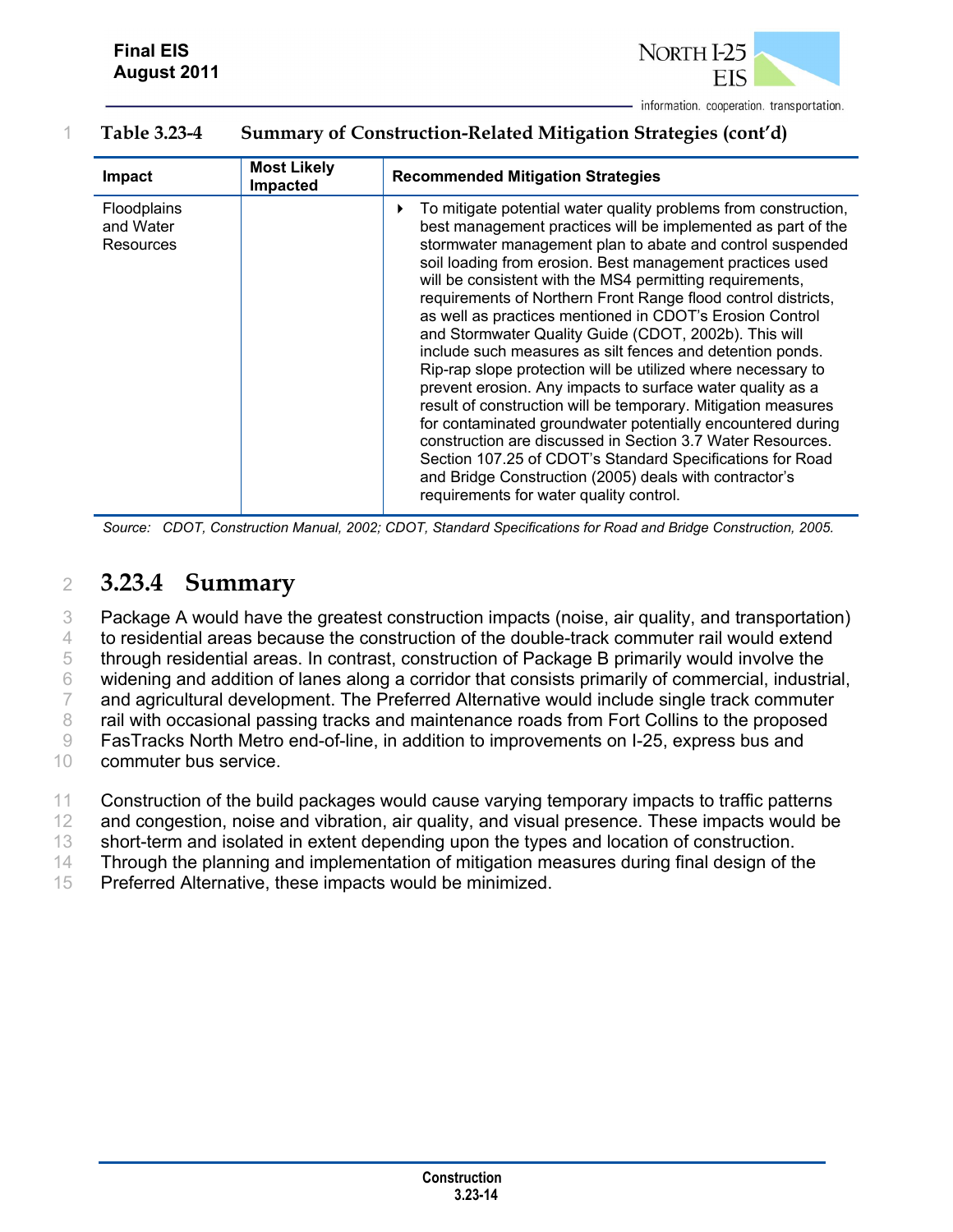**Table 3.23-4 Summary of Construction-Related Mitigation Strategies (cont'd)**

| Impact | Most Likely Impacted | Recommended Mitigation Strategies |
|---|---|---|
| Floodplains and Water Resources | | ▸ To mitigate potential water quality problems from construction, best management practices will be implemented as part of the stormwater management plan to abate and control suspended soil loading from erosion. Best management practices used will be consistent with the MS4 permitting requirements, requirements of Northern Front Range flood control districts, as well as practices mentioned in CDOT's Erosion Control and Stormwater Quality Guide (CDOT, 2002b). This will include such measures as silt fences and detention ponds. Rip-rap slope protection will be utilized where necessary to prevent erosion. Any impacts to surface water quality as a result of construction will be temporary. Mitigation measures for contaminated groundwater potentially encountered during construction are discussed in Section 3.7 Water Resources. Section 107.25 of CDOT's Standard Specifications for Road and Bridge Construction (2005) deals with contractor's requirements for water quality control. |

*Source: CDOT, Construction Manual, 2002; CDOT, Standard Specifications for Road and Bridge Construction, 2005.*

## 3.23.4 Summary

Package A would have the greatest construction impacts (noise, air quality, and transportation) to residential areas because the construction of the double-track commuter rail would extend through residential areas. In contrast, construction of Package B primarily would involve the widening and addition of lanes along a corridor that consists primarily of commercial, industrial, and agricultural development. The Preferred Alternative would include single track commuter rail with occasional passing tracks and maintenance roads from Fort Collins to the proposed FasTracks North Metro end-of-line, in addition to improvements on I-25, express bus and commuter bus service.

Construction of the build packages would cause varying temporary impacts to traffic patterns and congestion, noise and vibration, air quality, and visual presence. These impacts would be short-term and isolated in extent depending upon the types and location of construction. Through the planning and implementation of mitigation measures during final design of the Preferred Alternative, these impacts would be minimized.